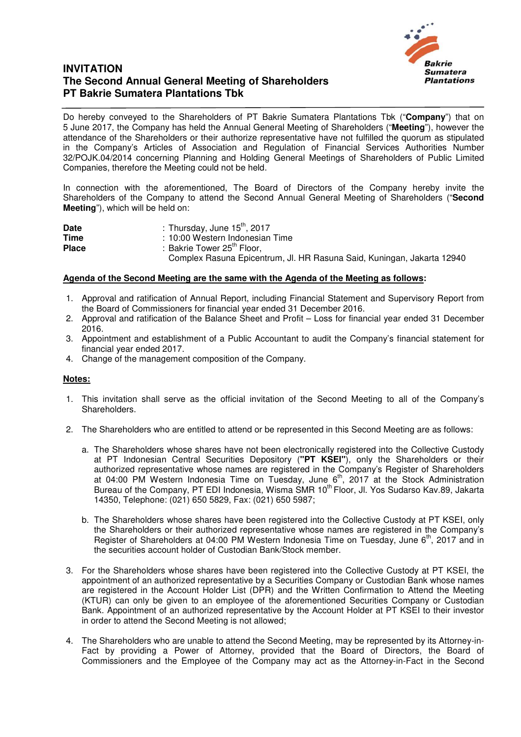# INVITATION
# The Second Annual General Meeting of Shareholders
# PT Bakrie Sumatera Plantations Tbk

Bakrie Sumatera Plantations

Do hereby conveyed to the Shareholders of PT Bakrie Sumatera Plantations Tbk ("**Company**") that on 5 June 2017, the Company has held the Annual General Meeting of Shareholders ("**Meeting**"), however the attendance of the Shareholders or their authorize representative have not fulfilled the quorum as stipulated in the Company's Articles of Association and Regulation of Financial Services Authorities Number 32/POJK.04/2014 concerning Planning and Holding General Meetings of Shareholders of Public Limited Companies, therefore the Meeting could not be held.

In connection with the aforementioned, The Board of Directors of the Company hereby invite the Shareholders of the Company to attend the Second Annual General Meeting of Shareholders ("**Second Meeting**"), which will be held on:

| | |
|---|---|
| **Date** | : Thursday, June 15th, 2017 |
| **Time** | : 10:00 Western Indonesian Time |
| **Place** | : Bakrie Tower 25th Floor, Complex Rasuna Epicentrum, Jl. HR Rasuna Said, Kuningan, Jakarta 12940 |

**Agenda of the Second Meeting are the same with the Agenda of the Meeting as follows:**

1. Approval and ratification of Annual Report, including Financial Statement and Supervisory Report from the Board of Commissioners for financial year ended 31 December 2016.
2. Approval and ratification of the Balance Sheet and Profit – Loss for financial year ended 31 December 2016.
3. Appointment and establishment of a Public Accountant to audit the Company's financial statement for financial year ended 2017.
4. Change of the management composition of the Company.

**Notes:**

1. This invitation shall serve as the official invitation of the Second Meeting to all of the Company's Shareholders.

2. The Shareholders who are entitled to attend or be represented in this Second Meeting are as follows:

   a. The Shareholders whose shares have not been electronically registered into the Collective Custody at PT Indonesian Central Securities Depository (**"PT KSEI"**), only the Shareholders or their authorized representative whose names are registered in the Company's Register of Shareholders at 04:00 PM Western Indonesia Time on Tuesday, June 6th, 2017 at the Stock Administration Bureau of the Company, PT EDI Indonesia, Wisma SMR 10th Floor, Jl. Yos Sudarso Kav.89, Jakarta 14350, Telephone: (021) 650 5829, Fax: (021) 650 5987;

   b. The Shareholders whose shares have been registered into the Collective Custody at PT KSEI, only the Shareholders or their authorized representative whose names are registered in the Company's Register of Shareholders at 04:00 PM Western Indonesia Time on Tuesday, June 6th, 2017 and in the securities account holder of Custodian Bank/Stock member.

3. For the Shareholders whose shares have been registered into the Collective Custody at PT KSEI, the appointment of an authorized representative by a Securities Company or Custodian Bank whose names are registered in the Account Holder List (DPR) and the Written Confirmation to Attend the Meeting (KTUR) can only be given to an employee of the aforementioned Securities Company or Custodian Bank. Appointment of an authorized representative by the Account Holder at PT KSEI to their investor in order to attend the Second Meeting is not allowed;

4. The Shareholders who are unable to attend the Second Meeting, may be represented by its Attorney-in-Fact by providing a Power of Attorney, provided that the Board of Directors, the Board of Commissioners and the Employee of the Company may act as the Attorney-in-Fact in the Second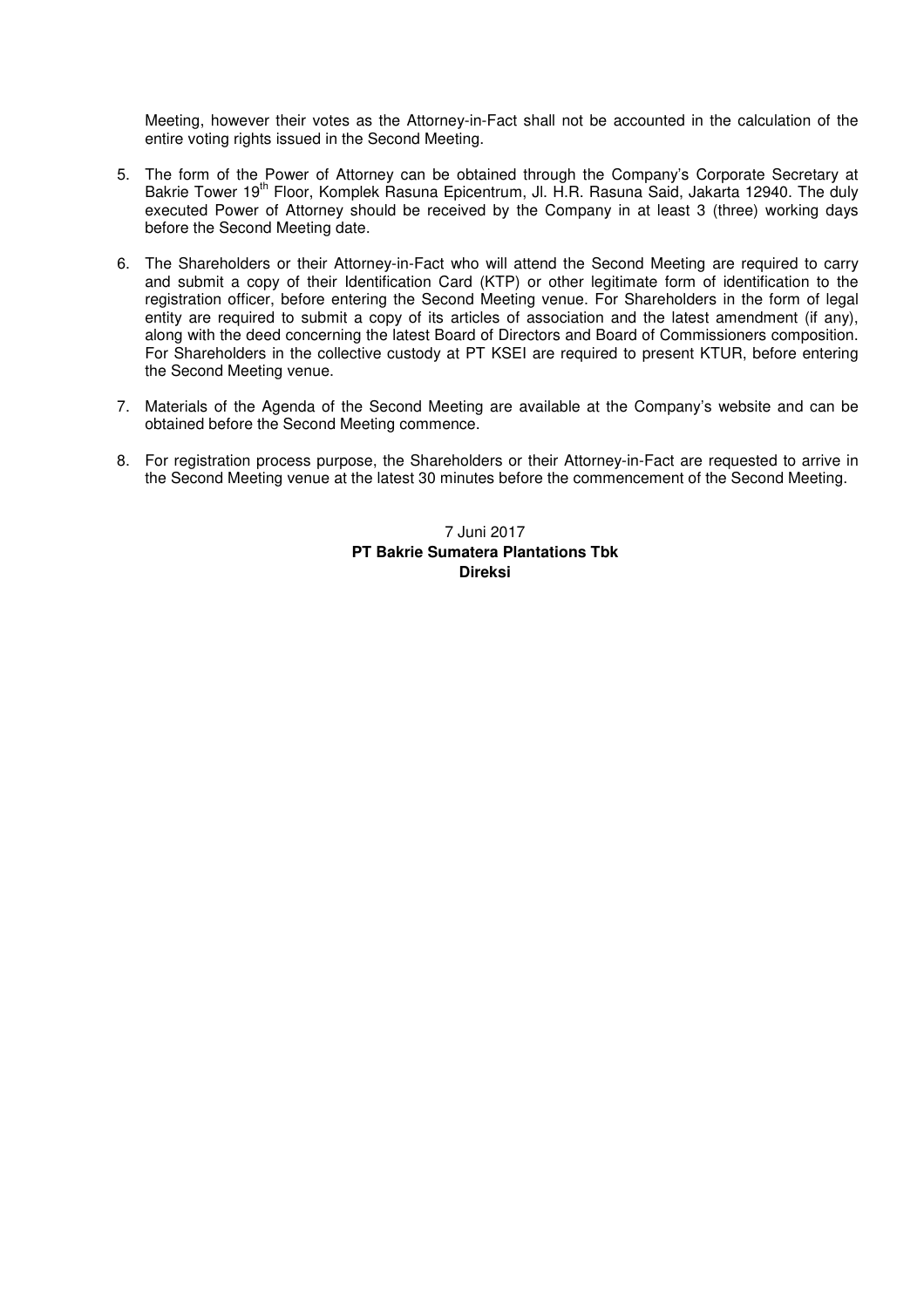Meeting, however their votes as the Attorney-in-Fact shall not be accounted in the calculation of the entire voting rights issued in the Second Meeting.

5. The form of the Power of Attorney can be obtained through the Company's Corporate Secretary at Bakrie Tower 19th Floor, Komplek Rasuna Epicentrum, Jl. H.R. Rasuna Said, Jakarta 12940. The duly executed Power of Attorney should be received by the Company in at least 3 (three) working days before the Second Meeting date.

6. The Shareholders or their Attorney-in-Fact who will attend the Second Meeting are required to carry and submit a copy of their Identification Card (KTP) or other legitimate form of identification to the registration officer, before entering the Second Meeting venue. For Shareholders in the form of legal entity are required to submit a copy of its articles of association and the latest amendment (if any), along with the deed concerning the latest Board of Directors and Board of Commissioners composition. For Shareholders in the collective custody at PT KSEI are required to present KTUR, before entering the Second Meeting venue.

7. Materials of the Agenda of the Second Meeting are available at the Company's website and can be obtained before the Second Meeting commence.

8. For registration process purpose, the Shareholders or their Attorney-in-Fact are requested to arrive in the Second Meeting venue at the latest 30 minutes before the commencement of the Second Meeting.

7 Juni 2017
**PT Bakrie Sumatera Plantations Tbk**
**Direksi**